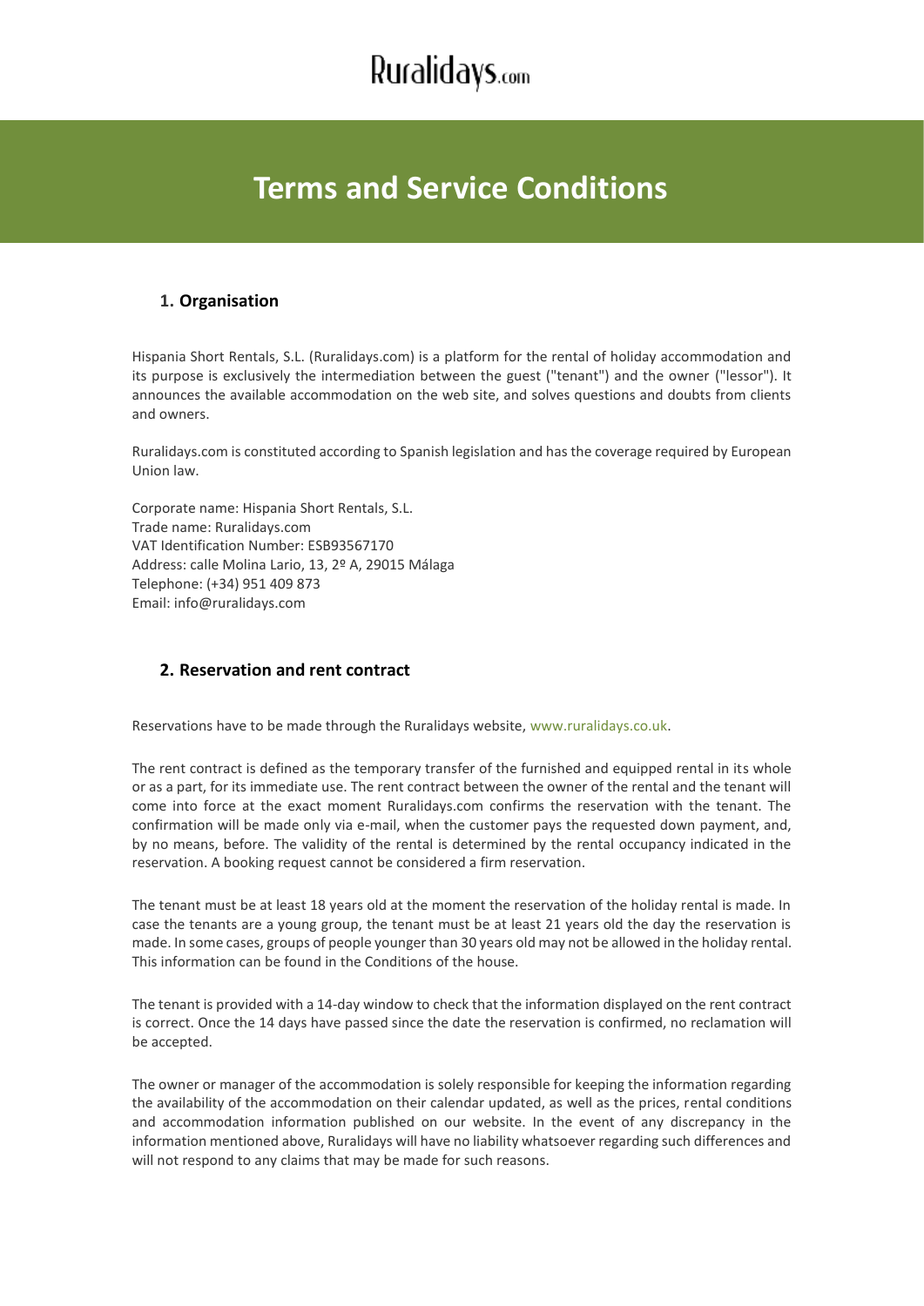Ruralidays.com

# Terms and Service Conditions

## 1. Organisation

Hispania Short Rentals, S.L. (Ruralidays.com) is a platform for the rental of holiday accommodation and its purpose is exclusively the intermediation between the guest ("tenant") and the owner ("lessor"). It announces the available accommodation on the web site, and solves questions and doubts from clients and owners.

Ruralidays.com is constituted according to Spanish legislation and has the coverage required by European Union law.

Corporate name: Hispania Short Rentals, S.L.
Trade name: Ruralidays.com
VAT Identification Number: ESB93567170
Address: calle Molina Lario, 13, 2º A, 29015 Málaga
Telephone: (+34) 951 409 873
Email: info@ruralidays.com

## 2. Reservation and rent contract

Reservations have to be made through the Ruralidays website, www.ruralidays.co.uk.

The rent contract is defined as the temporary transfer of the furnished and equipped rental in its whole or as a part, for its immediate use. The rent contract between the owner of the rental and the tenant will come into force at the exact moment Ruralidays.com confirms the reservation with the tenant. The confirmation will be made only via e-mail, when the customer pays the requested down payment, and, by no means, before. The validity of the rental is determined by the rental occupancy indicated in the reservation. A booking request cannot be considered a firm reservation.

The tenant must be at least 18 years old at the moment the reservation of the holiday rental is made. In case the tenants are a young group, the tenant must be at least 21 years old the day the reservation is made. In some cases, groups of people younger than 30 years old may not be allowed in the holiday rental. This information can be found in the Conditions of the house.

The tenant is provided with a 14-day window to check that the information displayed on the rent contract is correct. Once the 14 days have passed since the date the reservation is confirmed, no reclamation will be accepted.

The owner or manager of the accommodation is solely responsible for keeping the information regarding the availability of the accommodation on their calendar updated, as well as the prices, rental conditions and accommodation information published on our website. In the event of any discrepancy in the information mentioned above, Ruralidays will have no liability whatsoever regarding such differences and will not respond to any claims that may be made for such reasons.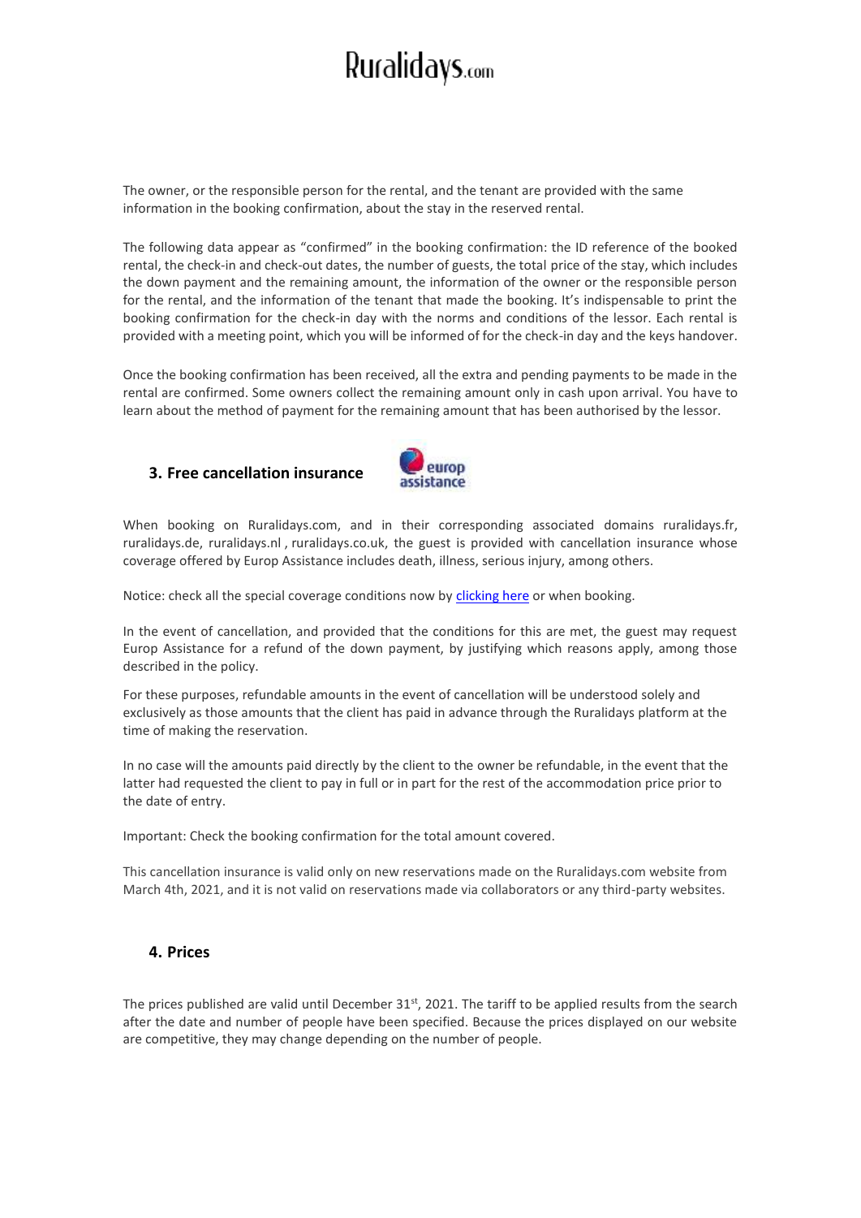The owner, or the responsible person for the rental, and the tenant are provided with the same information in the booking confirmation, about the stay in the reserved rental.

The following data appear as "confirmed" in the booking confirmation: the ID reference of the booked rental, the check-in and check-out dates, the number of guests, the total price of the stay, which includes the down payment and the remaining amount, the information of the owner or the responsible person for the rental, and the information of the tenant that made the booking. It's indispensable to print the booking confirmation for the check-in day with the norms and conditions of the lessor. Each rental is provided with a meeting point, which you will be informed of for the check-in day and the keys handover.

Once the booking confirmation has been received, all the extra and pending payments to be made in the rental are confirmed. Some owners collect the remaining amount only in cash upon arrival. You have to learn about the method of payment for the remaining amount that has been authorised by the lessor.

## 3. Free cancellation insurance

When booking on Ruralidays.com, and in their corresponding associated domains ruralidays.fr, ruralidays.de, ruralidays.nl , ruralidays.co.uk, the guest is provided with cancellation insurance whose coverage offered by Europ Assistance includes death, illness, serious injury, among others.

Notice: check all the special coverage conditions now by clicking here or when booking.

In the event of cancellation, and provided that the conditions for this are met, the guest may request Europ Assistance for a refund of the down payment, by justifying which reasons apply, among those described in the policy.

For these purposes, refundable amounts in the event of cancellation will be understood solely and exclusively as those amounts that the client has paid in advance through the Ruralidays platform at the time of making the reservation.

In no case will the amounts paid directly by the client to the owner be refundable, in the event that the latter had requested the client to pay in full or in part for the rest of the accommodation price prior to the date of entry.

Important: Check the booking confirmation for the total amount covered.

This cancellation insurance is valid only on new reservations made on the Ruralidays.com website from March 4th, 2021, and it is not valid on reservations made via collaborators or any third-party websites.

## 4. Prices

The prices published are valid until December 31st, 2021. The tariff to be applied results from the search after the date and number of people have been specified. Because the prices displayed on our website are competitive, they may change depending on the number of people.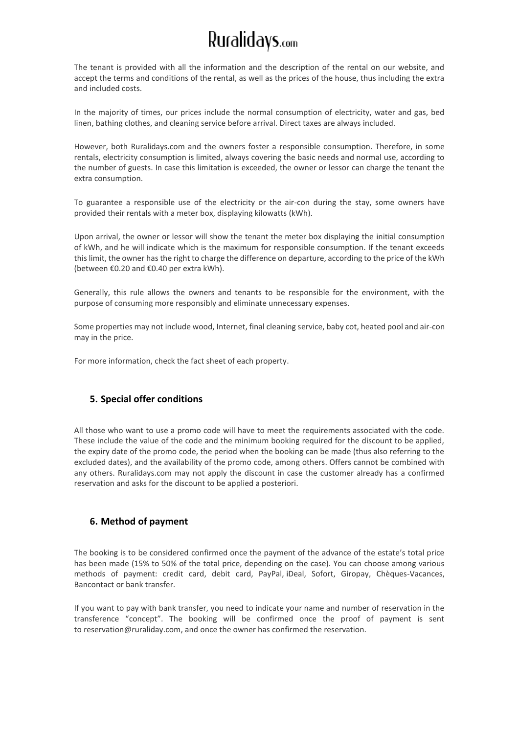The tenant is provided with all the information and the description of the rental on our website, and accept the terms and conditions of the rental, as well as the prices of the house, thus including the extra and included costs.

In the majority of times, our prices include the normal consumption of electricity, water and gas, bed linen, bathing clothes, and cleaning service before arrival. Direct taxes are always included.

However, both Ruralidays.com and the owners foster a responsible consumption. Therefore, in some rentals, electricity consumption is limited, always covering the basic needs and normal use, according to the number of guests. In case this limitation is exceeded, the owner or lessor can charge the tenant the extra consumption.

To guarantee a responsible use of the electricity or the air-con during the stay, some owners have provided their rentals with a meter box, displaying kilowatts (kWh).

Upon arrival, the owner or lessor will show the tenant the meter box displaying the initial consumption of kWh, and he will indicate which is the maximum for responsible consumption. If the tenant exceeds this limit, the owner has the right to charge the difference on departure, according to the price of the kWh (between €0.20 and €0.40 per extra kWh).

Generally, this rule allows the owners and tenants to be responsible for the environment, with the purpose of consuming more responsibly and eliminate unnecessary expenses.

Some properties may not include wood, Internet, final cleaning service, baby cot, heated pool and air-con may in the price.

For more information, check the fact sheet of each property.

## 5. Special offer conditions

All those who want to use a promo code will have to meet the requirements associated with the code. These include the value of the code and the minimum booking required for the discount to be applied, the expiry date of the promo code, the period when the booking can be made (thus also referring to the excluded dates), and the availability of the promo code, among others. Offers cannot be combined with any others. Ruralidays.com may not apply the discount in case the customer already has a confirmed reservation and asks for the discount to be applied a posteriori.

## 6. Method of payment

The booking is to be considered confirmed once the payment of the advance of the estate's total price has been made (15% to 50% of the total price, depending on the case). You can choose among various methods of payment: credit card, debit card, PayPal, iDeal, Sofort, Giropay, Chèques-Vacances, Bancontact or bank transfer.

If you want to pay with bank transfer, you need to indicate your name and number of reservation in the transference "concept". The booking will be confirmed once the proof of payment is sent to reservation@ruraliday.com, and once the owner has confirmed the reservation.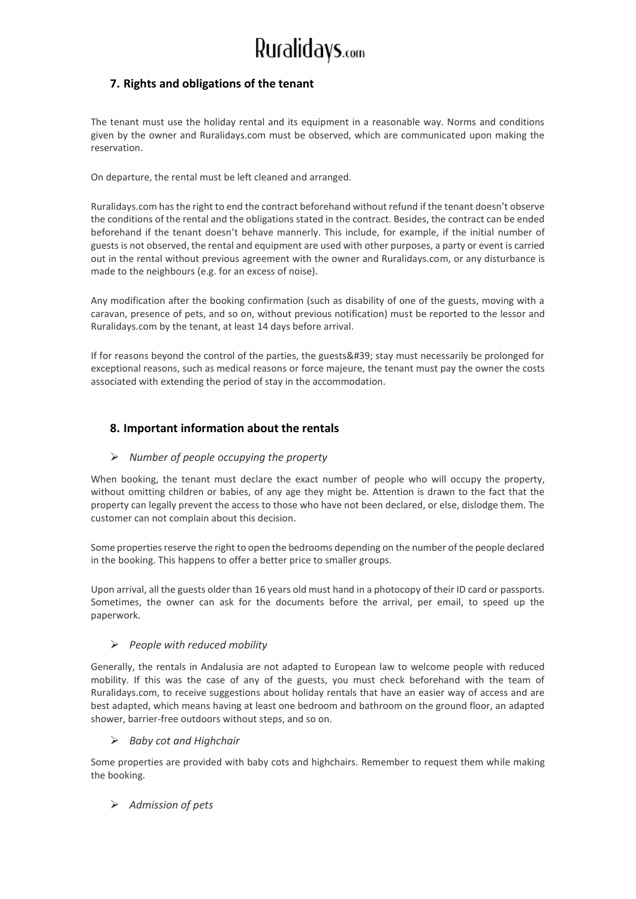## 7. Rights and obligations of the tenant

The tenant must use the holiday rental and its equipment in a reasonable way. Norms and conditions given by the owner and Ruralidays.com must be observed, which are communicated upon making the reservation.

On departure, the rental must be left cleaned and arranged.

Ruralidays.com has the right to end the contract beforehand without refund if the tenant doesn't observe the conditions of the rental and the obligations stated in the contract. Besides, the contract can be ended beforehand if the tenant doesn't behave mannerly. This include, for example, if the initial number of guests is not observed, the rental and equipment are used with other purposes, a party or event is carried out in the rental without previous agreement with the owner and Ruralidays.com, or any disturbance is made to the neighbours (e.g. for an excess of noise).

Any modification after the booking confirmation (such as disability of one of the guests, moving with a caravan, presence of pets, and so on, without previous notification) must be reported to the lessor and Ruralidays.com by the tenant, at least 14 days before arrival.

If for reasons beyond the control of the parties, the guests&#39; stay must necessarily be prolonged for exceptional reasons, such as medical reasons or force majeure, the tenant must pay the owner the costs associated with extending the period of stay in the accommodation.

## 8. Important information about the rentals

- *Number of people occupying the property*

When booking, the tenant must declare the exact number of people who will occupy the property, without omitting children or babies, of any age they might be. Attention is drawn to the fact that the property can legally prevent the access to those who have not been declared, or else, dislodge them. The customer can not complain about this decision.

Some properties reserve the right to open the bedrooms depending on the number of the people declared in the booking. This happens to offer a better price to smaller groups.

Upon arrival, all the guests older than 16 years old must hand in a photocopy of their ID card or passports. Sometimes, the owner can ask for the documents before the arrival, per email, to speed up the paperwork.

- *People with reduced mobility*

Generally, the rentals in Andalusia are not adapted to European law to welcome people with reduced mobility. If this was the case of any of the guests, you must check beforehand with the team of Ruralidays.com, to receive suggestions about holiday rentals that have an easier way of access and are best adapted, which means having at least one bedroom and bathroom on the ground floor, an adapted shower, barrier-free outdoors without steps, and so on.

- *Baby cot and Highchair*

Some properties are provided with baby cots and highchairs. Remember to request them while making the booking.

- *Admission of pets*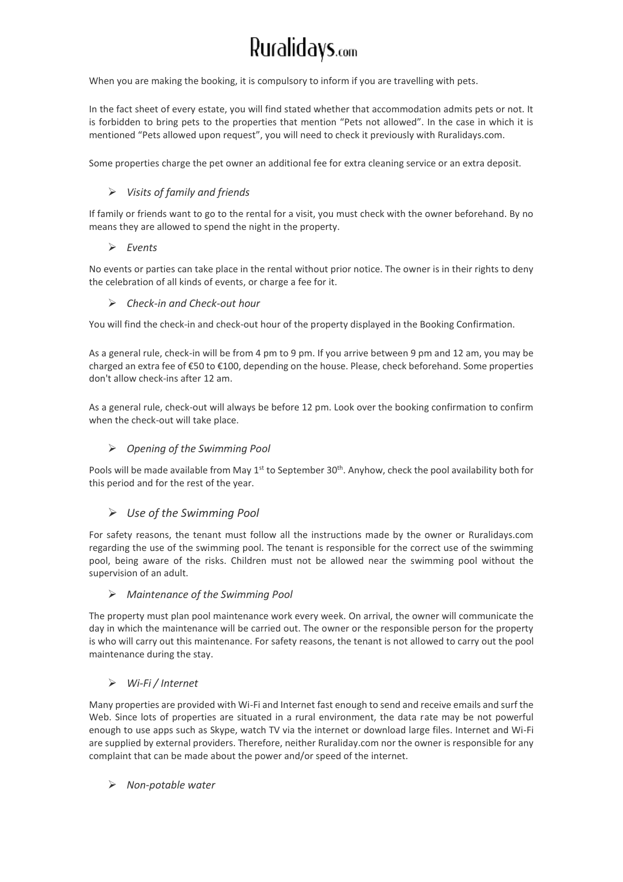When you are making the booking, it is compulsory to inform if you are travelling with pets.

In the fact sheet of every estate, you will find stated whether that accommodation admits pets or not. It is forbidden to bring pets to the properties that mention “Pets not allowed”. In the case in which it is mentioned “Pets allowed upon request”, you will need to check it previously with Ruralidays.com.

Some properties charge the pet owner an additional fee for extra cleaning service or an extra deposit.

- *Visits of family and friends*

If family or friends want to go to the rental for a visit, you must check with the owner beforehand. By no means they are allowed to spend the night in the property.

- *Events*

No events or parties can take place in the rental without prior notice. The owner is in their rights to deny the celebration of all kinds of events, or charge a fee for it.

- *Check-in and Check-out hour*

You will find the check-in and check-out hour of the property displayed in the Booking Confirmation.

As a general rule, check-in will be from 4 pm to 9 pm. If you arrive between 9 pm and 12 am, you may be charged an extra fee of €50 to €100, depending on the house. Please, check beforehand. Some properties don't allow check-ins after 12 am.

As a general rule, check-out will always be before 12 pm. Look over the booking confirmation to confirm when the check-out will take place.

- *Opening of the Swimming Pool*

Pools will be made available from May 1st to September 30th. Anyhow, check the pool availability both for this period and for the rest of the year.

- *Use of the Swimming Pool*

For safety reasons, the tenant must follow all the instructions made by the owner or Ruralidays.com regarding the use of the swimming pool. The tenant is responsible for the correct use of the swimming pool, being aware of the risks. Children must not be allowed near the swimming pool without the supervision of an adult.

- *Maintenance of the Swimming Pool*

The property must plan pool maintenance work every week. On arrival, the owner will communicate the day in which the maintenance will be carried out. The owner or the responsible person for the property is who will carry out this maintenance. For safety reasons, the tenant is not allowed to carry out the pool maintenance during the stay.

- *Wi-Fi / Internet*

Many properties are provided with Wi-Fi and Internet fast enough to send and receive emails and surf the Web. Since lots of properties are situated in a rural environment, the data rate may be not powerful enough to use apps such as Skype, watch TV via the internet or download large files. Internet and Wi-Fi are supplied by external providers. Therefore, neither Ruraliday.com nor the owner is responsible for any complaint that can be made about the power and/or speed of the internet.

- *Non-potable water*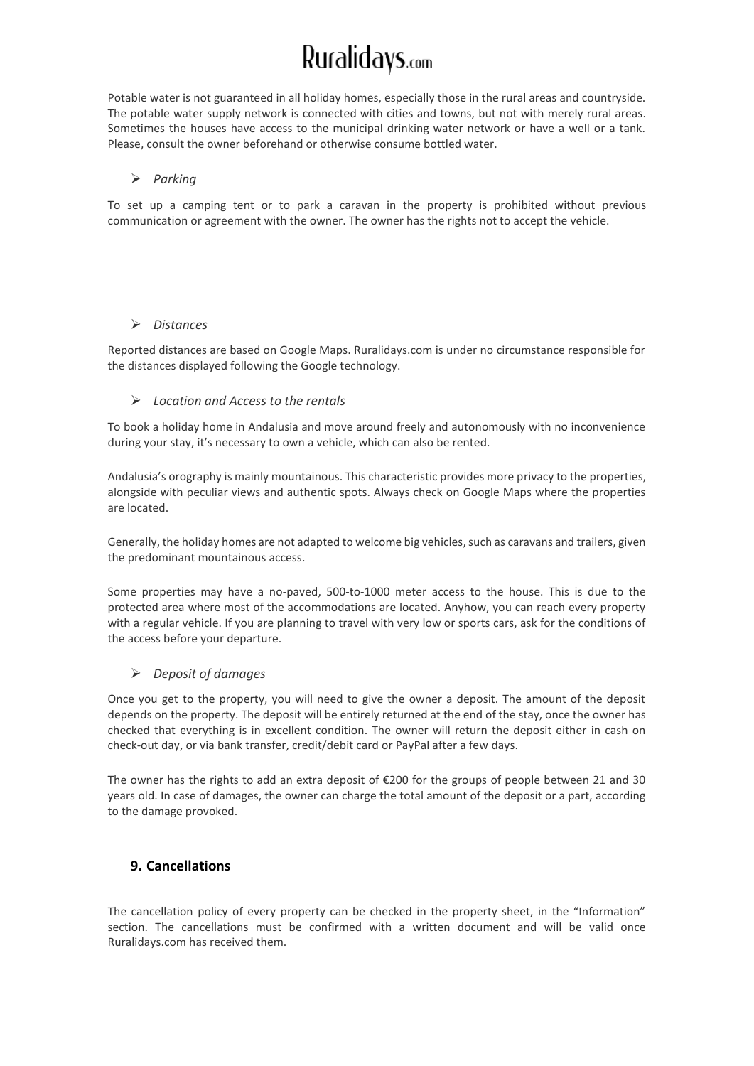Potable water is not guaranteed in all holiday homes, especially those in the rural areas and countryside. The potable water supply network is connected with cities and towns, but not with merely rural areas. Sometimes the houses have access to the municipal drinking water network or have a well or a tank. Please, consult the owner beforehand or otherwise consume bottled water.

- *Parking*

To set up a camping tent or to park a caravan in the property is prohibited without previous communication or agreement with the owner. The owner has the rights not to accept the vehicle.

- *Distances*

Reported distances are based on Google Maps. Ruralidays.com is under no circumstance responsible for the distances displayed following the Google technology.

- *Location and Access to the rentals*

To book a holiday home in Andalusia and move around freely and autonomously with no inconvenience during your stay, it's necessary to own a vehicle, which can also be rented.

Andalusia's orography is mainly mountainous. This characteristic provides more privacy to the properties, alongside with peculiar views and authentic spots. Always check on Google Maps where the properties are located.

Generally, the holiday homes are not adapted to welcome big vehicles, such as caravans and trailers, given the predominant mountainous access.

Some properties may have a no-paved, 500-to-1000 meter access to the house. This is due to the protected area where most of the accommodations are located. Anyhow, you can reach every property with a regular vehicle. If you are planning to travel with very low or sports cars, ask for the conditions of the access before your departure.

- *Deposit of damages*

Once you get to the property, you will need to give the owner a deposit. The amount of the deposit depends on the property. The deposit will be entirely returned at the end of the stay, once the owner has checked that everything is in excellent condition. The owner will return the deposit either in cash on check-out day, or via bank transfer, credit/debit card or PayPal after a few days.

The owner has the rights to add an extra deposit of €200 for the groups of people between 21 and 30 years old. In case of damages, the owner can charge the total amount of the deposit or a part, according to the damage provoked.

## 9. Cancellations

The cancellation policy of every property can be checked in the property sheet, in the "Information" section. The cancellations must be confirmed with a written document and will be valid once Ruralidays.com has received them.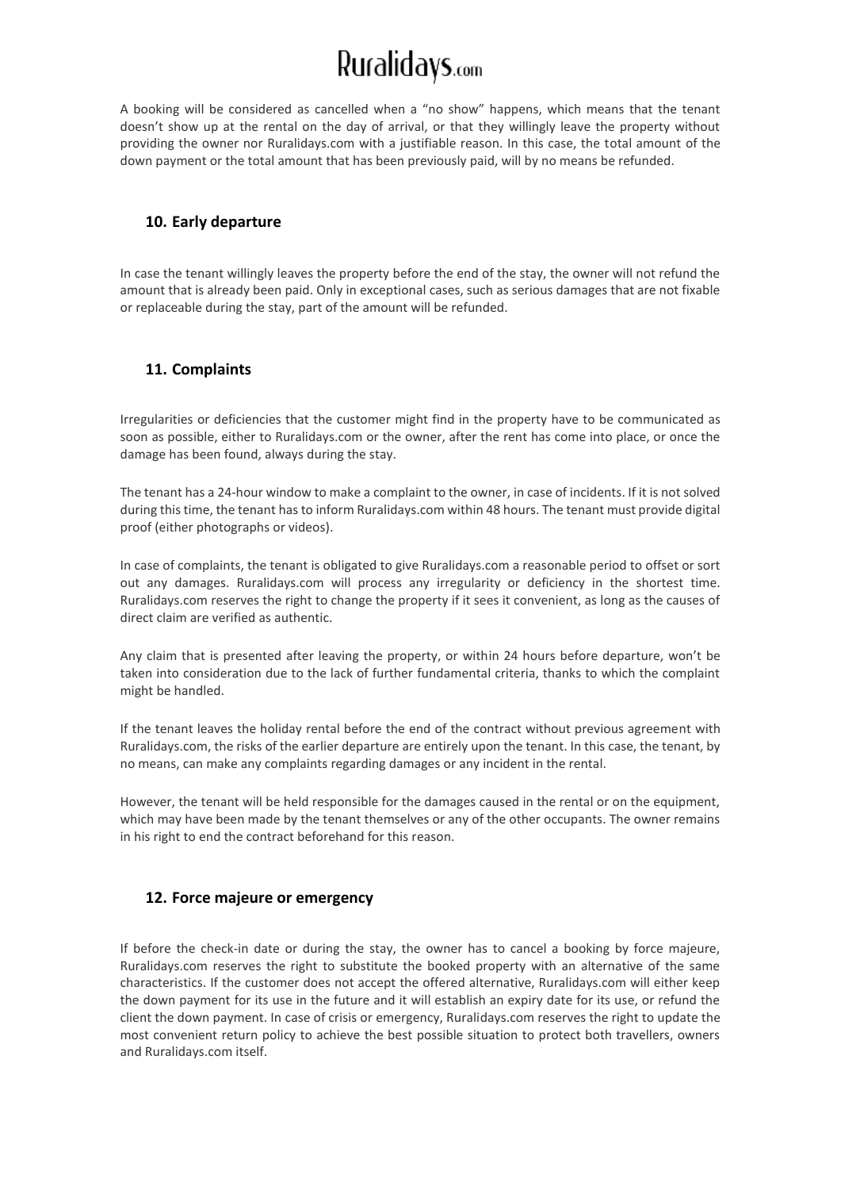A booking will be considered as cancelled when a "no show" happens, which means that the tenant doesn't show up at the rental on the day of arrival, or that they willingly leave the property without providing the owner nor Ruralidays.com with a justifiable reason. In this case, the total amount of the down payment or the total amount that has been previously paid, will by no means be refunded.

## 10. Early departure

In case the tenant willingly leaves the property before the end of the stay, the owner will not refund the amount that is already been paid. Only in exceptional cases, such as serious damages that are not fixable or replaceable during the stay, part of the amount will be refunded.

## 11. Complaints

Irregularities or deficiencies that the customer might find in the property have to be communicated as soon as possible, either to Ruralidays.com or the owner, after the rent has come into place, or once the damage has been found, always during the stay.

The tenant has a 24-hour window to make a complaint to the owner, in case of incidents. If it is not solved during this time, the tenant has to inform Ruralidays.com within 48 hours. The tenant must provide digital proof (either photographs or videos).

In case of complaints, the tenant is obligated to give Ruralidays.com a reasonable period to offset or sort out any damages. Ruralidays.com will process any irregularity or deficiency in the shortest time. Ruralidays.com reserves the right to change the property if it sees it convenient, as long as the causes of direct claim are verified as authentic.

Any claim that is presented after leaving the property, or within 24 hours before departure, won't be taken into consideration due to the lack of further fundamental criteria, thanks to which the complaint might be handled.

If the tenant leaves the holiday rental before the end of the contract without previous agreement with Ruralidays.com, the risks of the earlier departure are entirely upon the tenant. In this case, the tenant, by no means, can make any complaints regarding damages or any incident in the rental.

However, the tenant will be held responsible for the damages caused in the rental or on the equipment, which may have been made by the tenant themselves or any of the other occupants. The owner remains in his right to end the contract beforehand for this reason.

## 12. Force majeure or emergency

If before the check-in date or during the stay, the owner has to cancel a booking by force majeure, Ruralidays.com reserves the right to substitute the booked property with an alternative of the same characteristics. If the customer does not accept the offered alternative, Ruralidays.com will either keep the down payment for its use in the future and it will establish an expiry date for its use, or refund the client the down payment. In case of crisis or emergency, Ruralidays.com reserves the right to update the most convenient return policy to achieve the best possible situation to protect both travellers, owners and Ruralidays.com itself.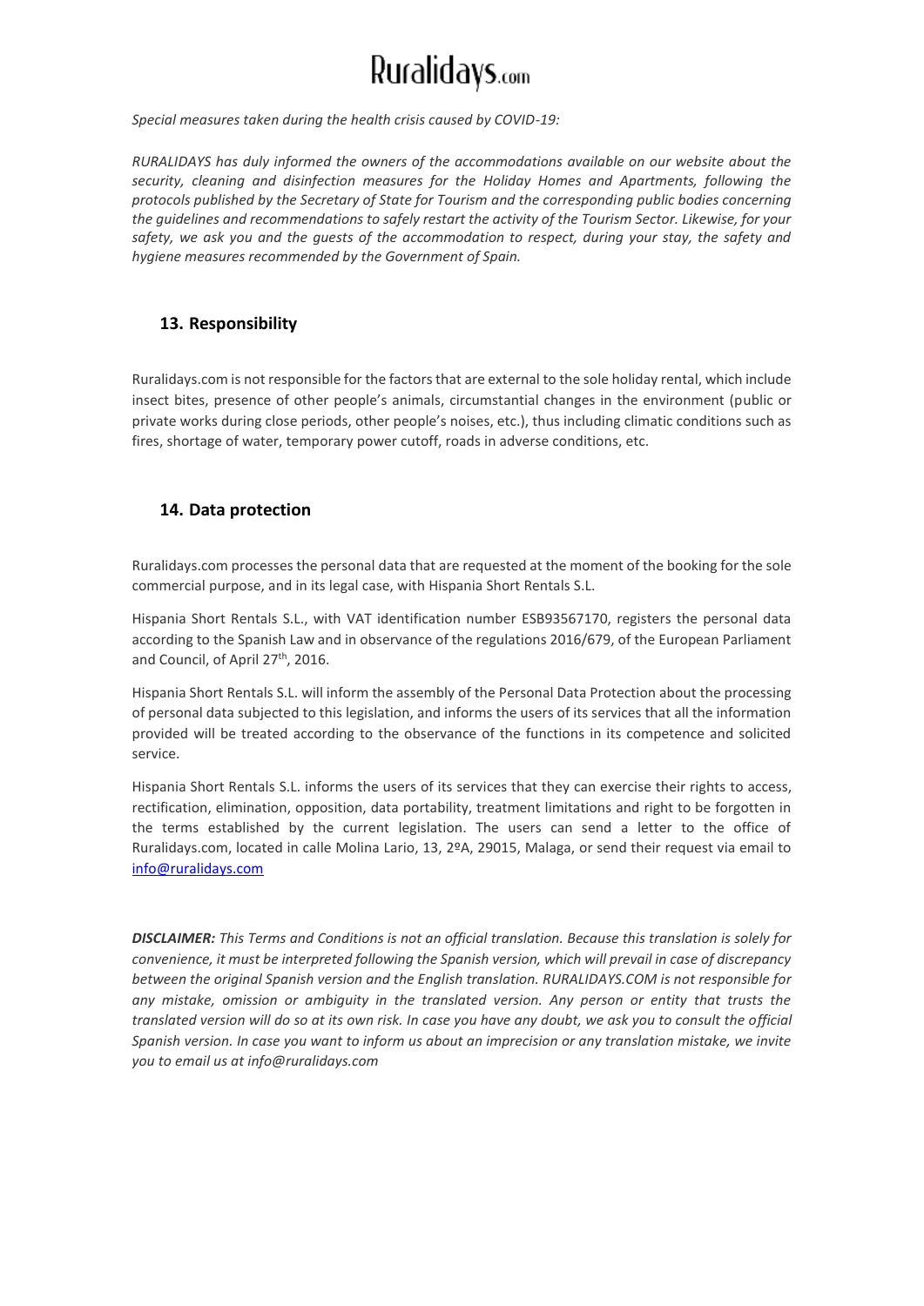*Special measures taken during the health crisis caused by COVID-19:*

*RURALIDAYS has duly informed the owners of the accommodations available on our website about the security, cleaning and disinfection measures for the Holiday Homes and Apartments, following the protocols published by the Secretary of State for Tourism and the corresponding public bodies concerning the guidelines and recommendations to safely restart the activity of the Tourism Sector. Likewise, for your safety, we ask you and the guests of the accommodation to respect, during your stay, the safety and hygiene measures recommended by the Government of Spain.*

## 13. Responsibility

Ruralidays.com is not responsible for the factors that are external to the sole holiday rental, which include insect bites, presence of other people's animals, circumstantial changes in the environment (public or private works during close periods, other people's noises, etc.), thus including climatic conditions such as fires, shortage of water, temporary power cutoff, roads in adverse conditions, etc.

## 14. Data protection

Ruralidays.com processes the personal data that are requested at the moment of the booking for the sole commercial purpose, and in its legal case, with Hispania Short Rentals S.L.

Hispania Short Rentals S.L., with VAT identification number ESB93567170, registers the personal data according to the Spanish Law and in observance of the regulations 2016/679, of the European Parliament and Council, of April 27th, 2016.

Hispania Short Rentals S.L. will inform the assembly of the Personal Data Protection about the processing of personal data subjected to this legislation, and informs the users of its services that all the information provided will be treated according to the observance of the functions in its competence and solicited service.

Hispania Short Rentals S.L. informs the users of its services that they can exercise their rights to access, rectification, elimination, opposition, data portability, treatment limitations and right to be forgotten in the terms established by the current legislation. The users can send a letter to the office of Ruralidays.com, located in calle Molina Lario, 13, 2ºA, 29015, Malaga, or send their request via email to info@ruralidays.com

***DISCLAIMER:*** *This Terms and Conditions is not an official translation. Because this translation is solely for convenience, it must be interpreted following the Spanish version, which will prevail in case of discrepancy between the original Spanish version and the English translation. RURALIDAYS.COM is not responsible for any mistake, omission or ambiguity in the translated version. Any person or entity that trusts the translated version will do so at its own risk. In case you have any doubt, we ask you to consult the official Spanish version. In case you want to inform us about an imprecision or any translation mistake, we invite you to email us at info@ruralidays.com*